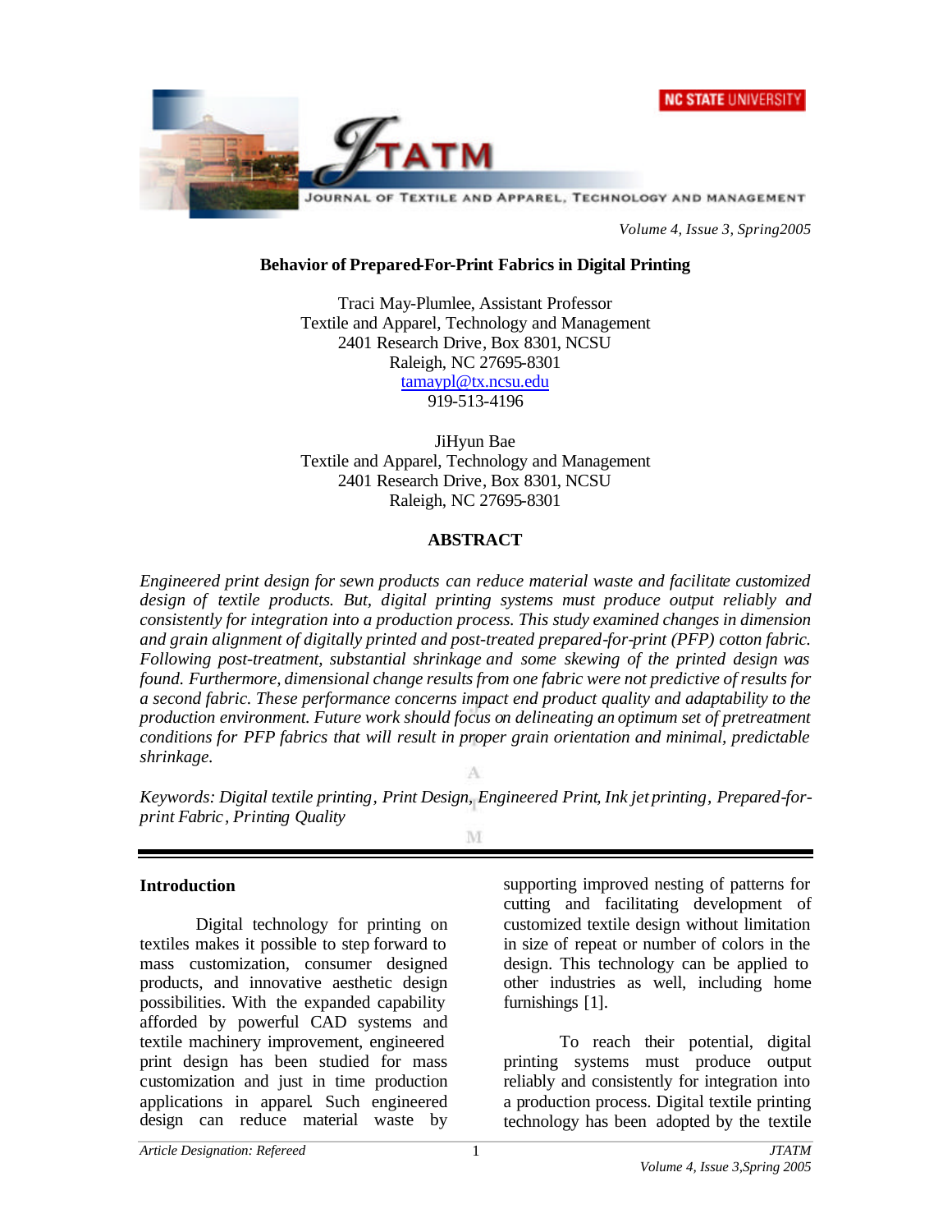# Behavior of Prepared-For-Print Fabrics in Digital Printing

Traci May-Plumlee, Assistant Professor
Textile and Apparel, Technology and Management
2401 Research Drive, Box 8301, NCSU
Raleigh, NC 27695-8301
tamaypl@tx.ncsu.edu
919-513-4196

JiHyun Bae
Textile and Apparel, Technology and Management
2401 Research Drive, Box 8301, NCSU
Raleigh, NC 27695-8301

## ABSTRACT

*Engineered print design for sewn products can reduce material waste and facilitate customized design of textile products. But, digital printing systems must produce output reliably and consistently for integration into a production process. This study examined changes in dimension and grain alignment of digitally printed and post-treated prepared-for-print (PFP) cotton fabric. Following post-treatment, substantial shrinkage and some skewing of the printed design was found. Furthermore, dimensional change results from one fabric were not predictive of results for a second fabric. These performance concerns impact end product quality and adaptability to the production environment. Future work should focus on delineating an optimum set of pretreatment conditions for PFP fabrics that will result in proper grain orientation and minimal, predictable shrinkage.*

*Keywords: Digital textile printing, Print Design, Engineered Print, Ink jet printing, Prepared-for-print Fabric, Printing Quality*

## Introduction

Digital technology for printing on textiles makes it possible to step forward to mass customization, consumer designed products, and innovative aesthetic design possibilities. With the expanded capability afforded by powerful CAD systems and textile machinery improvement, engineered print design has been studied for mass customization and just in time production applications in apparel. Such engineered design can reduce material waste by supporting improved nesting of patterns for cutting and facilitating development of customized textile design without limitation in size of repeat or number of colors in the design. This technology can be applied to other industries as well, including home furnishings [1].

To reach their potential, digital printing systems must produce output reliably and consistently for integration into a production process. Digital textile printing technology has been adopted by the textile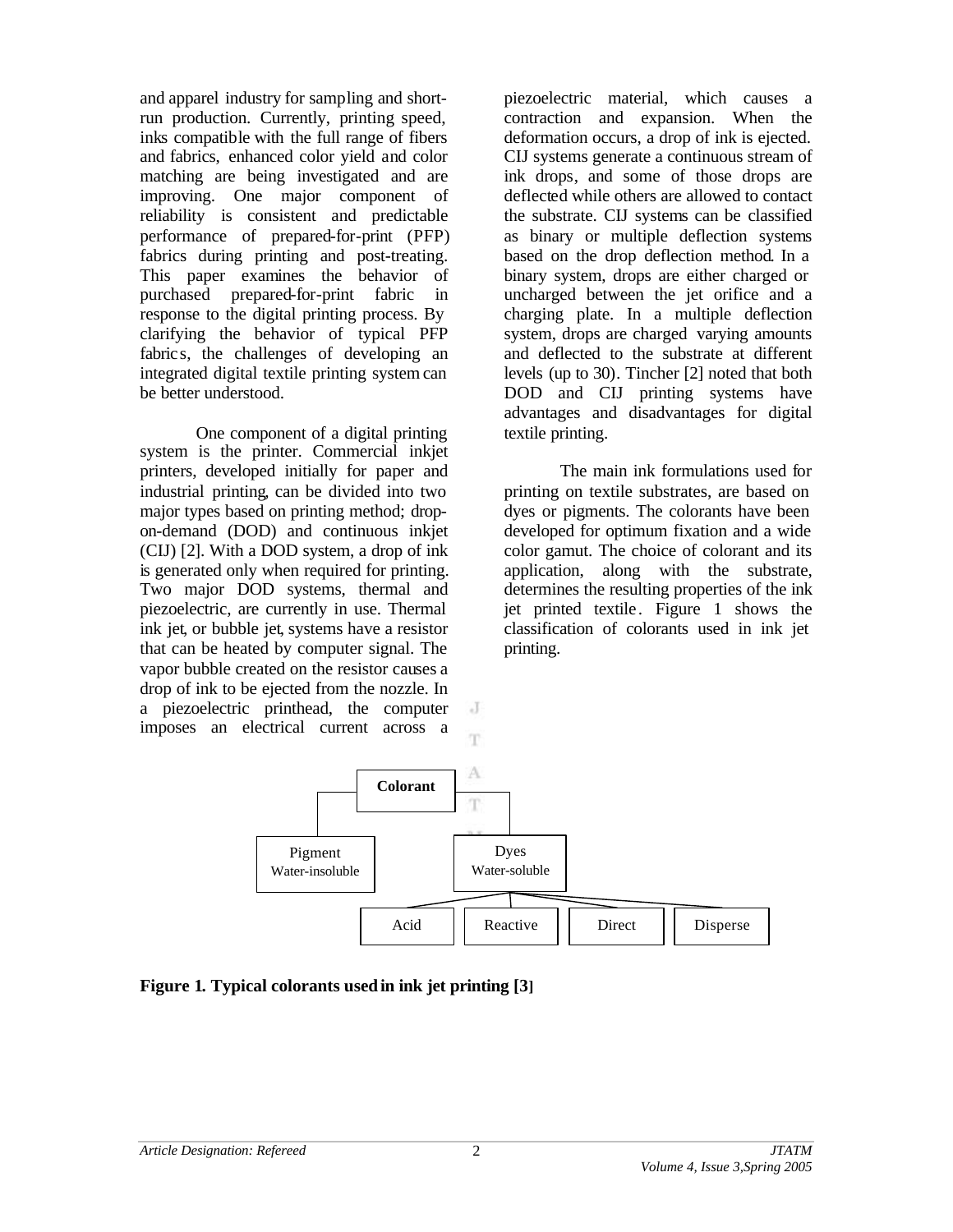and apparel industry for sampling and short-run production. Currently, printing speed, inks compatible with the full range of fibers and fabrics, enhanced color yield and color matching are being investigated and are improving. One major component of reliability is consistent and predictable performance of prepared-for-print (PFP) fabrics during printing and post-treating. This paper examines the behavior of purchased prepared-for-print fabric in response to the digital printing process. By clarifying the behavior of typical PFP fabrics, the challenges of developing an integrated digital textile printing system can be better understood.

One component of a digital printing system is the printer. Commercial inkjet printers, developed initially for paper and industrial printing, can be divided into two major types based on printing method; drop-on-demand (DOD) and continuous inkjet (CIJ) [2]. With a DOD system, a drop of ink is generated only when required for printing. Two major DOD systems, thermal and piezoelectric, are currently in use. Thermal ink jet, or bubble jet, systems have a resistor that can be heated by computer signal. The vapor bubble created on the resistor causes a drop of ink to be ejected from the nozzle. In a piezoelectric printhead, the computer imposes an electrical current across a piezoelectric material, which causes a contraction and expansion. When the deformation occurs, a drop of ink is ejected. CIJ systems generate a continuous stream of ink drops, and some of those drops are deflected while others are allowed to contact the substrate. CIJ systems can be classified as binary or multiple deflection systems based on the drop deflection method. In a binary system, drops are either charged or uncharged between the jet orifice and a charging plate. In a multiple deflection system, drops are charged varying amounts and deflected to the substrate at different levels (up to 30). Tincher [2] noted that both DOD and CIJ printing systems have advantages and disadvantages for digital textile printing.

The main ink formulations used for printing on textile substrates, are based on dyes or pigments. The colorants have been developed for optimum fixation and a wide color gamut. The choice of colorant and its application, along with the substrate, determines the resulting properties of the ink jet printed textile. Figure 1 shows the classification of colorants used in ink jet printing.

**Figure 1. Typical colorants used in ink jet printing [3]**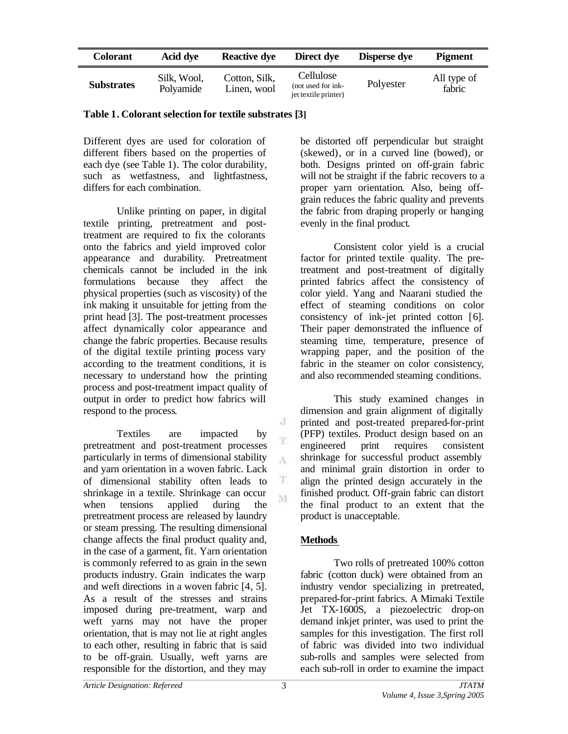| Colorant | Acid dye | Reactive dye | Direct dye | Disperse dye | Pigment |
|---|---|---|---|---|---|
| **Substrates** | Silk, Wool, Polyamide | Cotton, Silk, Linen, wool | Cellulose (not used for ink-jet textile printer) | Polyester | All type of fabric |

**Table 1. Colorant selection for textile substrates [3]**

Different dyes are used for coloration of different fibers based on the properties of each dye (see Table 1). The color durability, such as wetfastness, and lightfastness, differs for each combination.

Unlike printing on paper, in digital textile printing, pretreatment and post-treatment are required to fix the colorants onto the fabrics and yield improved color appearance and durability. Pretreatment chemicals cannot be included in the ink formulations because they affect the physical properties (such as viscosity) of the ink making it unsuitable for jetting from the print head [3]. The post-treatment processes affect dynamically color appearance and change the fabric properties. Because results of the digital textile printing process vary according to the treatment conditions, it is necessary to understand how the printing process and post-treatment impact quality of output in order to predict how fabrics will respond to the process.

Textiles are impacted by pretreatment and post-treatment processes particularly in terms of dimensional stability and yarn orientation in a woven fabric. Lack of dimensional stability often leads to shrinkage in a textile. Shrinkage can occur when tensions applied during the pretreatment process are released by laundry or steam pressing. The resulting dimensional change affects the final product quality and, in the case of a garment, fit. Yarn orientation is commonly referred to as grain in the sewn products industry. Grain indicates the warp and weft directions in a woven fabric [4, 5]. As a result of the stresses and strains imposed during pre-treatment, warp and weft yarns may not have the proper orientation, that is may not lie at right angles to each other, resulting in fabric that is said to be off-grain. Usually, weft yarns are responsible for the distortion, and they may be distorted off perpendicular but straight (skewed), or in a curved line (bowed), or both. Designs printed on off-grain fabric will not be straight if the fabric recovers to a proper yarn orientation. Also, being off-grain reduces the fabric quality and prevents the fabric from draping properly or hanging evenly in the final product.

Consistent color yield is a crucial factor for printed textile quality. The pre-treatment and post-treatment of digitally printed fabrics affect the consistency of color yield. Yang and Naarani studied the effect of steaming conditions on color consistency of ink-jet printed cotton [6]. Their paper demonstrated the influence of steaming time, temperature, presence of wrapping paper, and the position of the fabric in the steamer on color consistency, and also recommended steaming conditions.

This study examined changes in dimension and grain alignment of digitally printed and post-treated prepared-for-print (PFP) textiles. Product design based on an engineered print requires consistent shrinkage for successful product assembly and minimal grain distortion in order to align the printed design accurately in the finished product. Off-grain fabric can distort the final product to an extent that the product is unacceptable.

## Methods

Two rolls of pretreated 100% cotton fabric (cotton duck) were obtained from an industry vendor specializing in pretreated, prepared-for-print fabrics. A Mimaki Textile Jet TX-1600S, a piezoelectric drop-on demand inkjet printer, was used to print the samples for this investigation. The first roll of fabric was divided into two individual sub-rolls and samples were selected from each sub-roll in order to examine the impact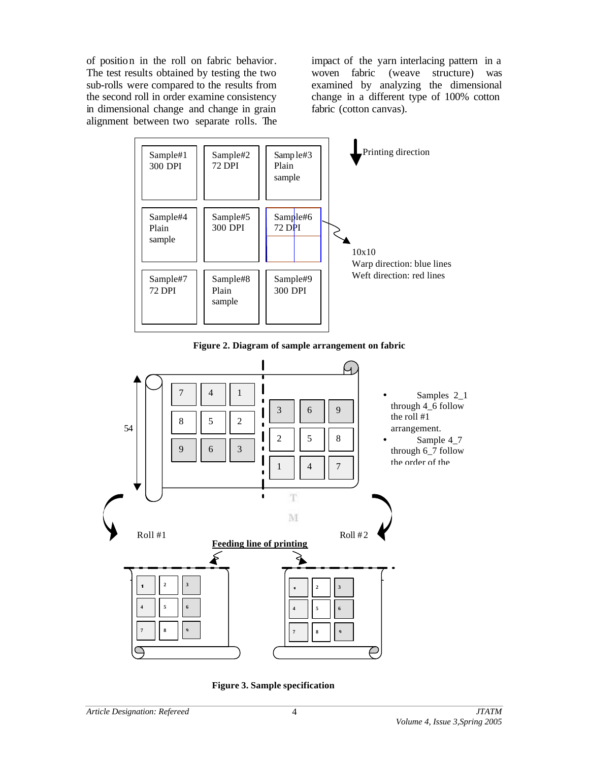of position in the roll on fabric behavior. The test results obtained by testing the two sub-rolls were compared to the results from the second roll in order examine consistency in dimensional change and change in grain alignment between two separate rolls. The impact of the yarn interlacing pattern in a woven fabric (weave structure) was examined by analyzing the dimensional change in a different type of 100% cotton fabric (cotton canvas).

| Sample#1 300 DPI | Sample#2 72 DPI | Sample#3 Plain sample |
|---|---|---|
| Sample#4 Plain sample | Sample#5 300 DPI | Sample#6 72 DPI |
| Sample#7 72 DPI | Sample#8 Plain sample | Sample#9 300 DPI |

Printing direction

10x10
Warp direction: blue lines
Weft direction: red lines

**Figure 2. Diagram of sample arrangement on fabric**

54

Roll #1

Roll #2

Feeding line of printing

- Samples 2_1 through 4_6 follow the roll #1 arrangement.
- Sample 4_7 through 6_7 follow the order of the

**Figure 3. Sample specification**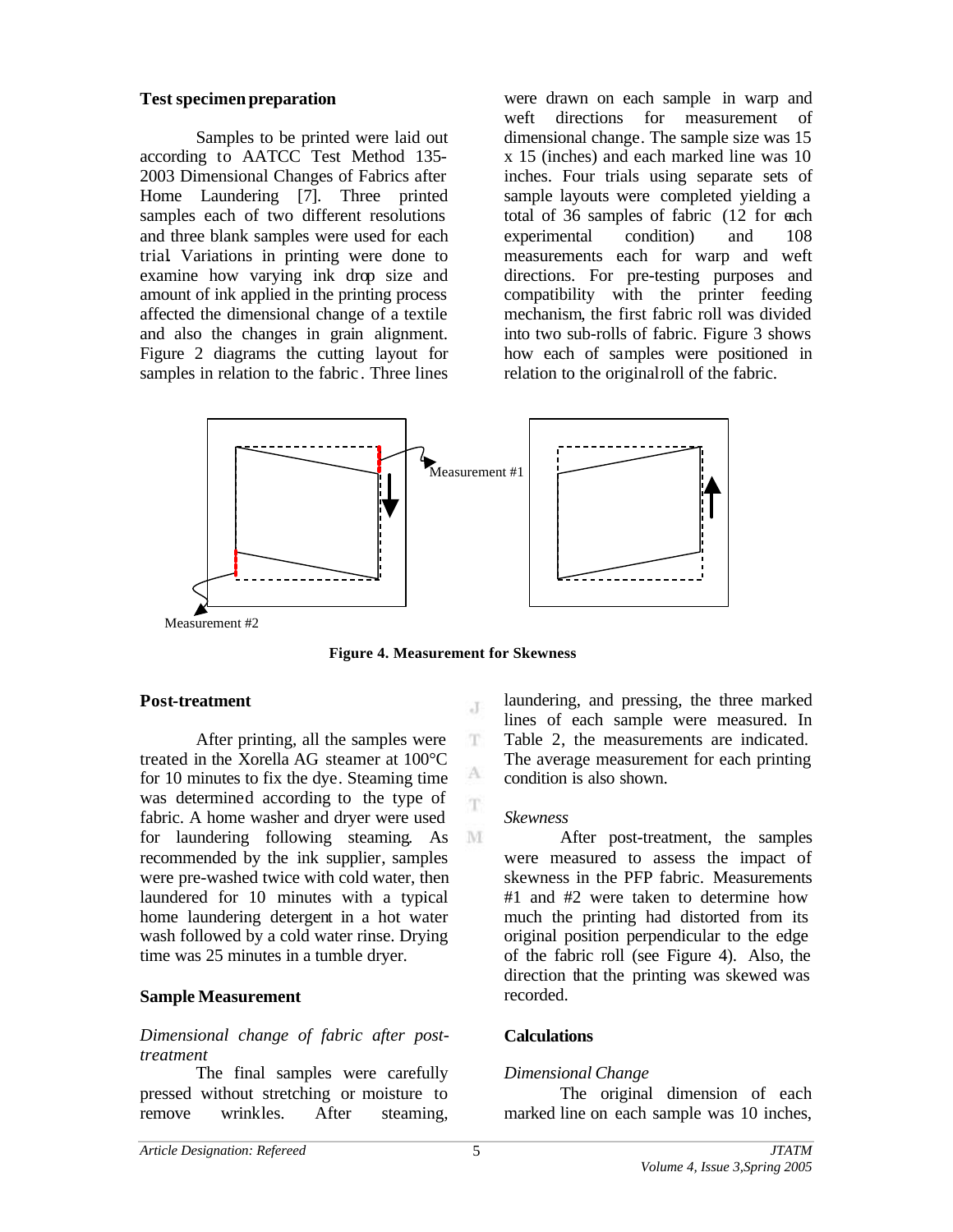### Test specimen preparation

Samples to be printed were laid out according to AATCC Test Method 135-2003 Dimensional Changes of Fabrics after Home Laundering [7]. Three printed samples each of two different resolutions and three blank samples were used for each trial. Variations in printing were done to examine how varying ink drop size and amount of ink applied in the printing process affected the dimensional change of a textile and also the changes in grain alignment. Figure 2 diagrams the cutting layout for samples in relation to the fabric. Three lines were drawn on each sample in warp and weft directions for measurement of dimensional change. The sample size was 15 x 15 (inches) and each marked line was 10 inches. Four trials using separate sets of sample layouts were completed yielding a total of 36 samples of fabric (12 for each experimental condition) and 108 measurements each for warp and weft directions. For pre-testing purposes and compatibility with the printer feeding mechanism, the first fabric roll was divided into two sub-rolls of fabric. Figure 3 shows how each of samples were positioned in relation to the original roll of the fabric.

Measurement #1

Measurement #2

**Figure 4. Measurement for Skewness**

### Post-treatment

After printing, all the samples were treated in the Xorella AG steamer at 100°C for 10 minutes to fix the dye. Steaming time was determined according to the type of fabric. A home washer and dryer were used for laundering following steaming. As recommended by the ink supplier, samples were pre-washed twice with cold water, then laundered for 10 minutes with a typical home laundering detergent in a hot water wash followed by a cold water rinse. Drying time was 25 minutes in a tumble dryer.

### Sample Measurement

*Dimensional change of fabric after post-treatment*

The final samples were carefully pressed without stretching or moisture to remove wrinkles. After steaming, laundering, and pressing, the three marked lines of each sample were measured. In Table 2, the measurements are indicated. The average measurement for each printing condition is also shown.

*Skewness*

After post-treatment, the samples were measured to assess the impact of skewness in the PFP fabric. Measurements #1 and #2 were taken to determine how much the printing had distorted from its original position perpendicular to the edge of the fabric roll (see Figure 4). Also, the direction that the printing was skewed was recorded.

### Calculations

*Dimensional Change*

The original dimension of each marked line on each sample was 10 inches,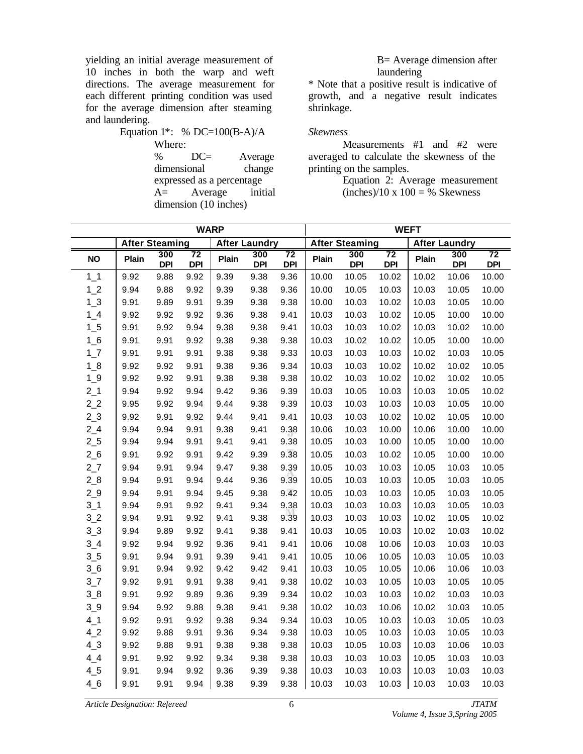yielding an initial average measurement of 10 inches in both the warp and weft directions. The average measurement for each different printing condition was used for the average dimension after steaming and laundering.

Equation 1*: % DC=100(B-A)/A

Where:

% DC= Average dimensional change expressed as a percentage

A= Average initial dimension (10 inches)

B= Average dimension after laundering

* Note that a positive result is indicative of growth, and a negative result indicates shrinkage.

*Skewness*

Measurements #1 and #2 were averaged to calculate the skewness of the printing on the samples.

Equation 2: Average measurement (inches)/10 x 100 = % Skewness

| | WARP | | | | | | WEFT | | | | | |
|---|---|---|---|---|---|---|---|---|---|---|---|---|
| | After Steaming | | | After Laundry | | | After Steaming | | | After Laundry | | |
| NO | Plain | 300 DPI | 72 DPI | Plain | 300 DPI | 72 DPI | Plain | 300 DPI | 72 DPI | Plain | 300 DPI | 72 DPI |
| 1_1 | 9.92 | 9.88 | 9.92 | 9.39 | 9.38 | 9.36 | 10.00 | 10.05 | 10.02 | 10.02 | 10.06 | 10.00 |
| 1_2 | 9.94 | 9.88 | 9.92 | 9.39 | 9.38 | 9.36 | 10.00 | 10.05 | 10.03 | 10.03 | 10.05 | 10.00 |
| 1_3 | 9.91 | 9.89 | 9.91 | 9.39 | 9.38 | 9.38 | 10.00 | 10.03 | 10.02 | 10.03 | 10.05 | 10.00 |
| 1_4 | 9.92 | 9.92 | 9.92 | 9.36 | 9.38 | 9.41 | 10.03 | 10.03 | 10.02 | 10.05 | 10.00 | 10.00 |
| 1_5 | 9.91 | 9.92 | 9.94 | 9.38 | 9.38 | 9.41 | 10.03 | 10.03 | 10.02 | 10.03 | 10.02 | 10.00 |
| 1_6 | 9.91 | 9.91 | 9.92 | 9.38 | 9.38 | 9.38 | 10.03 | 10.02 | 10.02 | 10.05 | 10.00 | 10.00 |
| 1_7 | 9.91 | 9.91 | 9.91 | 9.38 | 9.38 | 9.33 | 10.03 | 10.03 | 10.03 | 10.02 | 10.03 | 10.05 |
| 1_8 | 9.92 | 9.92 | 9.91 | 9.38 | 9.36 | 9.34 | 10.03 | 10.03 | 10.02 | 10.02 | 10.02 | 10.05 |
| 1_9 | 9.92 | 9.92 | 9.91 | 9.38 | 9.38 | 9.38 | 10.02 | 10.03 | 10.02 | 10.02 | 10.02 | 10.05 |
| 2_1 | 9.94 | 9.92 | 9.94 | 9.42 | 9.36 | 9.39 | 10.03 | 10.05 | 10.03 | 10.03 | 10.05 | 10.02 |
| 2_2 | 9.95 | 9.92 | 9.94 | 9.44 | 9.38 | 9.39 | 10.03 | 10.03 | 10.03 | 10.03 | 10.05 | 10.00 |
| 2_3 | 9.92 | 9.91 | 9.92 | 9.44 | 9.41 | 9.41 | 10.03 | 10.03 | 10.02 | 10.02 | 10.05 | 10.00 |
| 2_4 | 9.94 | 9.94 | 9.91 | 9.38 | 9.41 | 9.38 | 10.06 | 10.03 | 10.00 | 10.06 | 10.00 | 10.00 |
| 2_5 | 9.94 | 9.94 | 9.91 | 9.41 | 9.41 | 9.38 | 10.05 | 10.03 | 10.00 | 10.05 | 10.00 | 10.00 |
| 2_6 | 9.91 | 9.92 | 9.91 | 9.42 | 9.39 | 9.38 | 10.05 | 10.03 | 10.02 | 10.05 | 10.00 | 10.00 |
| 2_7 | 9.94 | 9.91 | 9.94 | 9.47 | 9.38 | 9.39 | 10.05 | 10.03 | 10.03 | 10.05 | 10.03 | 10.05 |
| 2_8 | 9.94 | 9.91 | 9.94 | 9.44 | 9.36 | 9.39 | 10.05 | 10.03 | 10.03 | 10.05 | 10.03 | 10.05 |
| 2_9 | 9.94 | 9.91 | 9.94 | 9.45 | 9.38 | 9.42 | 10.05 | 10.03 | 10.03 | 10.05 | 10.03 | 10.05 |
| 3_1 | 9.94 | 9.91 | 9.92 | 9.41 | 9.34 | 9.38 | 10.03 | 10.03 | 10.03 | 10.03 | 10.05 | 10.03 |
| 3_2 | 9.94 | 9.91 | 9.92 | 9.41 | 9.38 | 9.39 | 10.03 | 10.03 | 10.03 | 10.02 | 10.05 | 10.02 |
| 3_3 | 9.94 | 9.89 | 9.92 | 9.41 | 9.38 | 9.41 | 10.03 | 10.05 | 10.03 | 10.02 | 10.03 | 10.02 |
| 3_4 | 9.92 | 9.94 | 9.92 | 9.36 | 9.41 | 9.41 | 10.06 | 10.08 | 10.06 | 10.03 | 10.03 | 10.03 |
| 3_5 | 9.91 | 9.94 | 9.91 | 9.39 | 9.41 | 9.41 | 10.05 | 10.06 | 10.05 | 10.03 | 10.05 | 10.03 |
| 3_6 | 9.91 | 9.94 | 9.92 | 9.42 | 9.42 | 9.41 | 10.03 | 10.05 | 10.05 | 10.06 | 10.06 | 10.03 |
| 3_7 | 9.92 | 9.91 | 9.91 | 9.38 | 9.41 | 9.38 | 10.02 | 10.03 | 10.05 | 10.03 | 10.05 | 10.05 |
| 3_8 | 9.91 | 9.92 | 9.89 | 9.36 | 9.39 | 9.34 | 10.02 | 10.03 | 10.03 | 10.02 | 10.03 | 10.03 |
| 3_9 | 9.94 | 9.92 | 9.88 | 9.38 | 9.41 | 9.38 | 10.02 | 10.03 | 10.06 | 10.02 | 10.03 | 10.05 |
| 4_1 | 9.92 | 9.91 | 9.92 | 9.38 | 9.34 | 9.34 | 10.03 | 10.05 | 10.03 | 10.03 | 10.05 | 10.03 |
| 4_2 | 9.92 | 9.88 | 9.91 | 9.36 | 9.34 | 9.38 | 10.03 | 10.05 | 10.03 | 10.03 | 10.05 | 10.03 |
| 4_3 | 9.92 | 9.88 | 9.91 | 9.38 | 9.38 | 9.38 | 10.03 | 10.05 | 10.03 | 10.03 | 10.06 | 10.03 |
| 4_4 | 9.91 | 9.92 | 9.92 | 9.34 | 9.38 | 9.38 | 10.03 | 10.03 | 10.03 | 10.05 | 10.03 | 10.03 |
| 4_5 | 9.91 | 9.94 | 9.92 | 9.36 | 9.39 | 9.38 | 10.03 | 10.03 | 10.03 | 10.03 | 10.03 | 10.03 |
| 4_6 | 9.91 | 9.91 | 9.94 | 9.38 | 9.39 | 9.38 | 10.03 | 10.03 | 10.03 | 10.03 | 10.03 | 10.03 |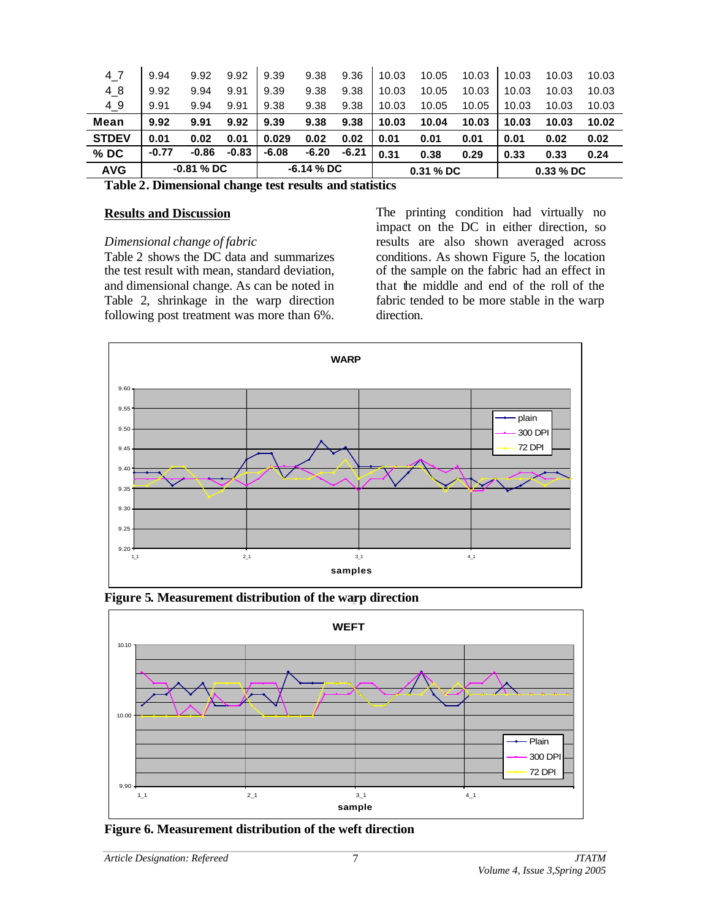| | | | | | | | | | | | | |
|---|---|---|---|---|---|---|---|---|---|---|---|---|
| 4_7 | 9.94 | 9.92 | 9.92 | 9.39 | 9.38 | 9.36 | 10.03 | 10.05 | 10.03 | 10.03 | 10.03 | 10.03 |
| 4_8 | 9.92 | 9.94 | 9.91 | 9.39 | 9.38 | 9.38 | 10.03 | 10.05 | 10.03 | 10.03 | 10.03 | 10.03 |
| 4_9 | 9.91 | 9.94 | 9.91 | 9.38 | 9.38 | 9.38 | 10.03 | 10.05 | 10.05 | 10.03 | 10.03 | 10.03 |
| **Mean** | **9.92** | **9.91** | **9.92** | **9.39** | **9.38** | **9.38** | **10.03** | **10.04** | **10.03** | **10.03** | **10.03** | **10.02** |
| **STDEV** | **0.01** | **0.02** | **0.01** | **0.029** | **0.02** | **0.02** | **0.01** | **0.01** | **0.01** | **0.01** | **0.02** | **0.02** |
| **% DC** | **-0.77** | **-0.86** | **-0.83** | **-6.08** | **-6.20** | **-6.21** | **0.31** | **0.38** | **0.29** | **0.33** | **0.33** | **0.24** |
| **AVG** | **-0.81 % DC** | | | **-6.14 % DC** | | | **0.31 % DC** | | | **0.33 % DC** | | |

**Table 2. Dimensional change test results and statistics**

## Results and Discussion

*Dimensional change of fabric*

Table 2 shows the DC data and summarizes the test result with mean, standard deviation, and dimensional change. As can be noted in Table 2, shrinkage in the warp direction following post treatment was more than 6%.

The printing condition had virtually no impact on the DC in either direction, so results are also shown averaged across conditions. As shown Figure 5, the location of the sample on the fabric had an effect in that the middle and end of the roll of the fabric tended to be more stable in the warp direction.

**Figure 5. Measurement distribution of the warp direction**

**Figure 6. Measurement distribution of the weft direction**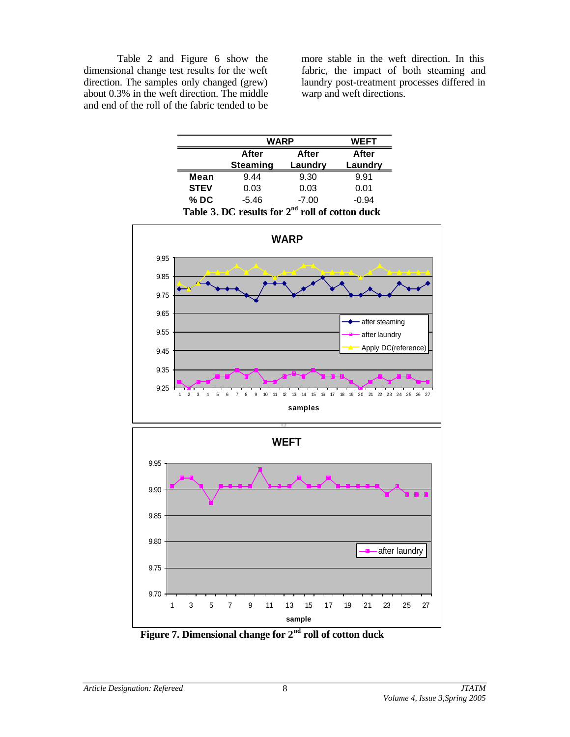Table 2 and Figure 6 show the dimensional change test results for the weft direction. The samples only changed (grew) about 0.3% in the weft direction. The middle and end of the roll of the fabric tended to be more stable in the weft direction. In this fabric, the impact of both steaming and laundry post-treatment processes differed in warp and weft directions.

| | WARP | | WEFT |
|---|---|---|---|
| | After Steaming | After Laundry | After Laundry |
| **Mean** | 9.44 | 9.30 | 9.91 |
| **STEV** | 0.03 | 0.03 | 0.01 |
| **% DC** | -5.46 | -7.00 | -0.94 |

**Table 3. DC results for 2nd roll of cotton duck**

**Figure 7. Dimensional change for 2nd roll of cotton duck**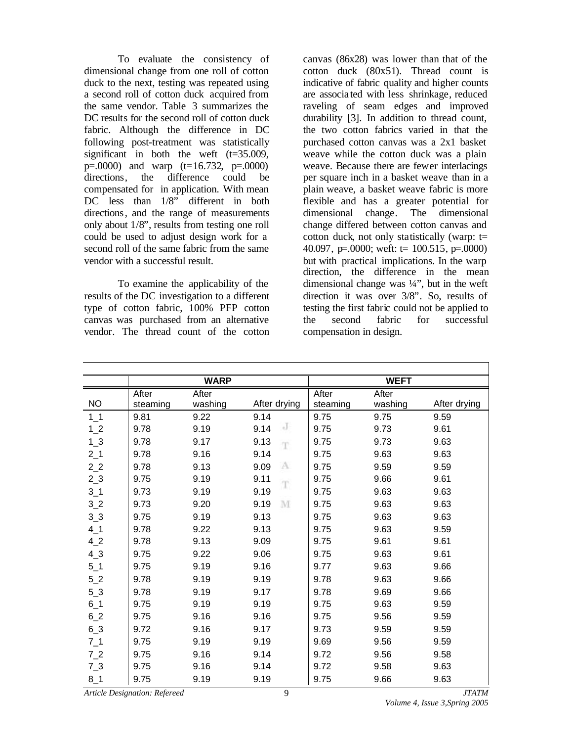To evaluate the consistency of dimensional change from one roll of cotton duck to the next, testing was repeated using a second roll of cotton duck acquired from the same vendor. Table 3 summarizes the DC results for the second roll of cotton duck fabric. Although the difference in DC following post-treatment was statistically significant in both the weft (t=35.009, p=.0000) and warp (t=16.732, p=.0000) directions, the difference could be compensated for in application. With mean DC less than 1/8" different in both directions, and the range of measurements only about 1/8", results from testing one roll could be used to adjust design work for a second roll of the same fabric from the same vendor with a successful result.

To examine the applicability of the results of the DC investigation to a different type of cotton fabric, 100% PFP cotton canvas was purchased from an alternative vendor. The thread count of the cotton canvas (86x28) was lower than that of the cotton duck (80x51). Thread count is indicative of fabric quality and higher counts are associated with less shrinkage, reduced raveling of seam edges and improved durability [3]. In addition to thread count, the two cotton fabrics varied in that the purchased cotton canvas was a 2x1 basket weave while the cotton duck was a plain weave. Because there are fewer interlacings per square inch in a basket weave than in a plain weave, a basket weave fabric is more flexible and has a greater potential for dimensional change. The dimensional change differed between cotton canvas and cotton duck, not only statistically (warp: t= 40.097, p=.0000; weft: t= 100.515, p=.0000) but with practical implications. In the warp direction, the difference in the mean dimensional change was ¼", but in the weft direction it was over 3/8". So, results of testing the first fabric could not be applied to the second fabric for successful compensation in design.

| | WARP | | | WEFT | | |
|---|---|---|---|---|---|---|
| NO | After steaming | After washing | After drying | After steaming | After washing | After drying |
| 1_1 | 9.81 | 9.22 | 9.14 | 9.75 | 9.75 | 9.59 |
| 1_2 | 9.78 | 9.19 | 9.14 | 9.75 | 9.73 | 9.61 |
| 1_3 | 9.78 | 9.17 | 9.13 | 9.75 | 9.73 | 9.63 |
| 2_1 | 9.78 | 9.16 | 9.14 | 9.75 | 9.63 | 9.63 |
| 2_2 | 9.78 | 9.13 | 9.09 | 9.75 | 9.59 | 9.59 |
| 2_3 | 9.75 | 9.19 | 9.11 | 9.75 | 9.66 | 9.61 |
| 3_1 | 9.73 | 9.19 | 9.19 | 9.75 | 9.63 | 9.63 |
| 3_2 | 9.73 | 9.20 | 9.19 | 9.75 | 9.63 | 9.63 |
| 3_3 | 9.75 | 9.19 | 9.13 | 9.75 | 9.63 | 9.63 |
| 4_1 | 9.78 | 9.22 | 9.13 | 9.75 | 9.63 | 9.59 |
| 4_2 | 9.78 | 9.13 | 9.09 | 9.75 | 9.61 | 9.61 |
| 4_3 | 9.75 | 9.22 | 9.06 | 9.75 | 9.63 | 9.61 |
| 5_1 | 9.75 | 9.19 | 9.16 | 9.77 | 9.63 | 9.66 |
| 5_2 | 9.78 | 9.19 | 9.19 | 9.78 | 9.63 | 9.66 |
| 5_3 | 9.78 | 9.19 | 9.17 | 9.78 | 9.69 | 9.66 |
| 6_1 | 9.75 | 9.19 | 9.19 | 9.75 | 9.63 | 9.59 |
| 6_2 | 9.75 | 9.16 | 9.16 | 9.75 | 9.56 | 9.59 |
| 6_3 | 9.72 | 9.16 | 9.17 | 9.73 | 9.59 | 9.59 |
| 7_1 | 9.75 | 9.19 | 9.19 | 9.69 | 9.56 | 9.59 |
| 7_2 | 9.75 | 9.16 | 9.14 | 9.72 | 9.56 | 9.58 |
| 7_3 | 9.75 | 9.16 | 9.14 | 9.72 | 9.58 | 9.63 |
| 8_1 | 9.75 | 9.19 | 9.19 | 9.75 | 9.66 | 9.63 |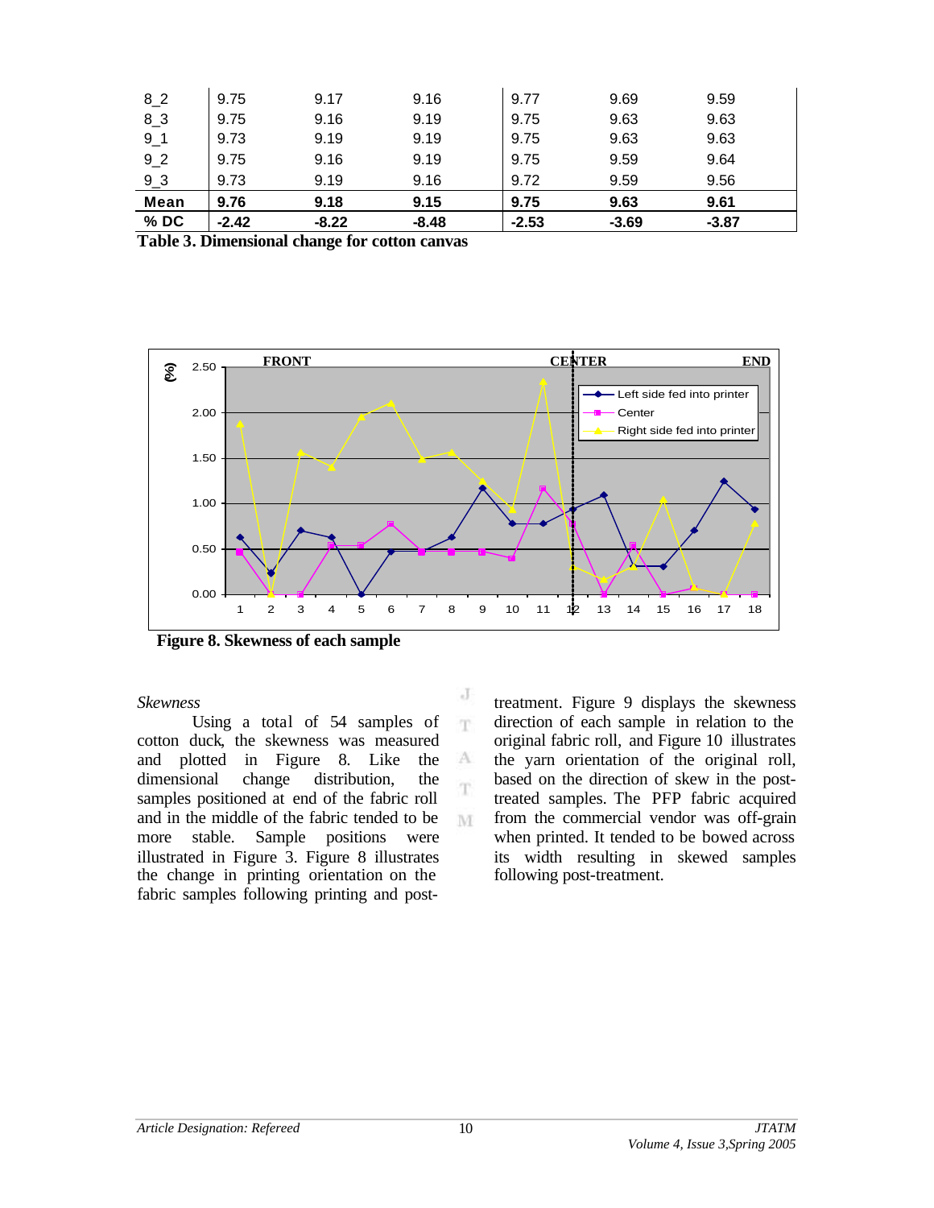| | | | | | | |
|---|---|---|---|---|---|---|
| 8_2 | 9.75 | 9.17 | 9.16 | 9.77 | 9.69 | 9.59 |
| 8_3 | 9.75 | 9.16 | 9.19 | 9.75 | 9.63 | 9.63 |
| 9_1 | 9.73 | 9.19 | 9.19 | 9.75 | 9.63 | 9.63 |
| 9_2 | 9.75 | 9.16 | 9.19 | 9.75 | 9.59 | 9.64 |
| 9_3 | 9.73 | 9.19 | 9.16 | 9.72 | 9.59 | 9.56 |
| **Mean** | **9.76** | **9.18** | **9.15** | **9.75** | **9.63** | **9.61** |
| **% DC** | **-2.42** | **-8.22** | **-8.48** | **-2.53** | **-3.69** | **-3.87** |

**Table 3. Dimensional change for cotton canvas**

**Figure 8. Skewness of each sample**

*Skewness*

Using a total of 54 samples of cotton duck, the skewness was measured and plotted in Figure 8. Like the dimensional change distribution, the samples positioned at end of the fabric roll and in the middle of the fabric tended to be more stable. Sample positions were illustrated in Figure 3. Figure 8 illustrates the change in printing orientation on the fabric samples following printing and post-treatment. Figure 9 displays the skewness direction of each sample in relation to the original fabric roll, and Figure 10 illustrates the yarn orientation of the original roll, based on the direction of skew in the post-treated samples. The PFP fabric acquired from the commercial vendor was off-grain when printed. It tended to be bowed across its width resulting in skewed samples following post-treatment.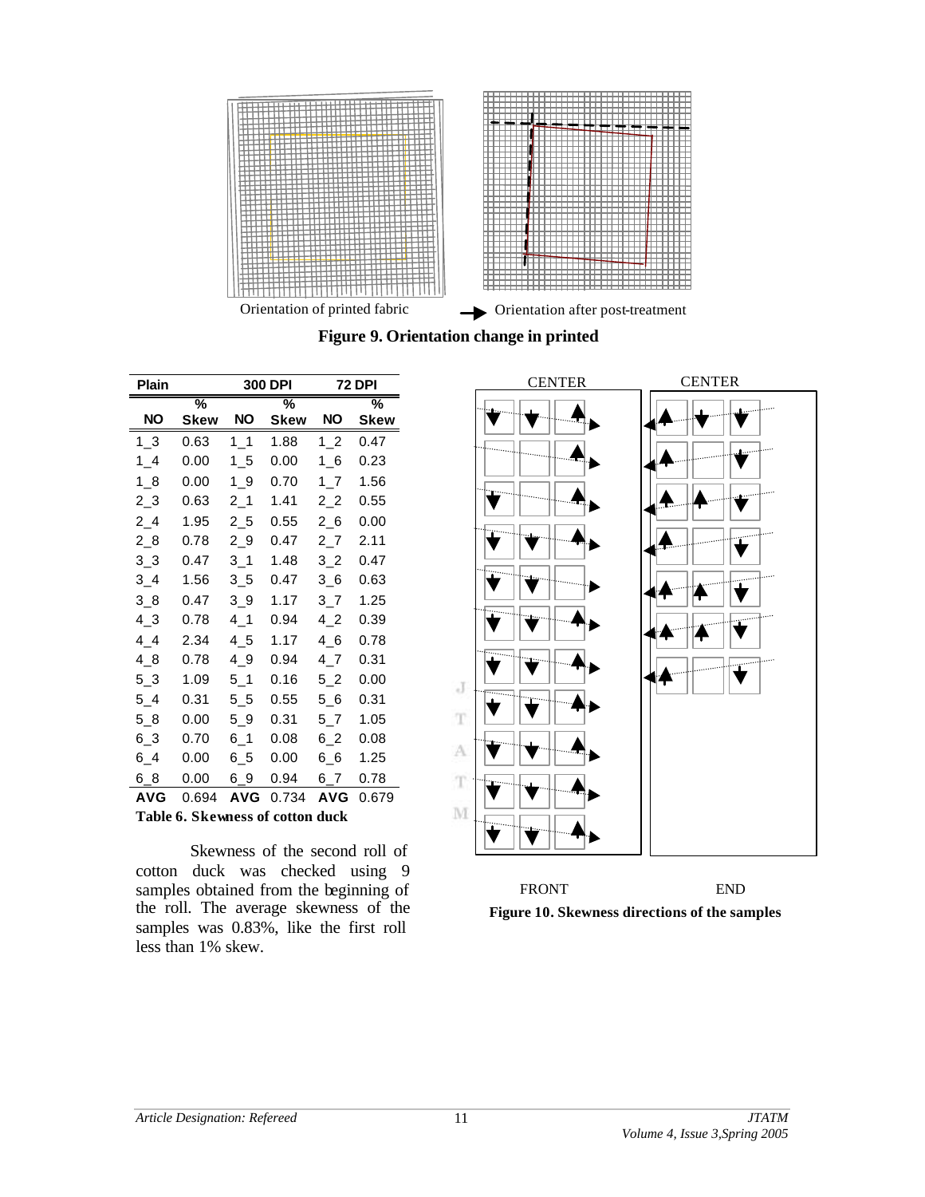Orientation of printed fabric → Orientation after post-treatment

**Figure 9. Orientation change in printed**

| Plain | | 300 DPI | | 72 DPI | |
|---|---|---|---|---|---|
| NO | % Skew | NO | % Skew | NO | % Skew |
| 1_3 | 0.63 | 1_1 | 1.88 | 1_2 | 0.47 |
| 1_4 | 0.00 | 1_5 | 0.00 | 1_6 | 0.23 |
| 1_8 | 0.00 | 1_9 | 0.70 | 1_7 | 1.56 |
| 2_3 | 0.63 | 2_1 | 1.41 | 2_2 | 0.55 |
| 2_4 | 1.95 | 2_5 | 0.55 | 2_6 | 0.00 |
| 2_8 | 0.78 | 2_9 | 0.47 | 2_7 | 2.11 |
| 3_3 | 0.47 | 3_1 | 1.48 | 3_2 | 0.47 |
| 3_4 | 1.56 | 3_5 | 0.47 | 3_6 | 0.63 |
| 3_8 | 0.47 | 3_9 | 1.17 | 3_7 | 1.25 |
| 4_3 | 0.78 | 4_1 | 0.94 | 4_2 | 0.39 |
| 4_4 | 2.34 | 4_5 | 1.17 | 4_6 | 0.78 |
| 4_8 | 0.78 | 4_9 | 0.94 | 4_7 | 0.31 |
| 5_3 | 1.09 | 5_1 | 0.16 | 5_2 | 0.00 |
| 5_4 | 0.31 | 5_5 | 0.55 | 5_6 | 0.31 |
| 5_8 | 0.00 | 5_9 | 0.31 | 5_7 | 1.05 |
| 6_3 | 0.70 | 6_1 | 0.08 | 6_2 | 0.08 |
| 6_4 | 0.00 | 6_5 | 0.00 | 6_6 | 1.25 |
| 6_8 | 0.00 | 6_9 | 0.94 | 6_7 | 0.78 |
| AVG | 0.694 | AVG | 0.734 | AVG | 0.679 |

**Table 6. Skewness of cotton duck**

Skewness of the second roll of cotton duck was checked using 9 samples obtained from the beginning of the roll. The average skewness of the samples was 0.83%, like the first roll less than 1% skew.

CENTER CENTER

FRONT END

**Figure 10. Skewness directions of the samples**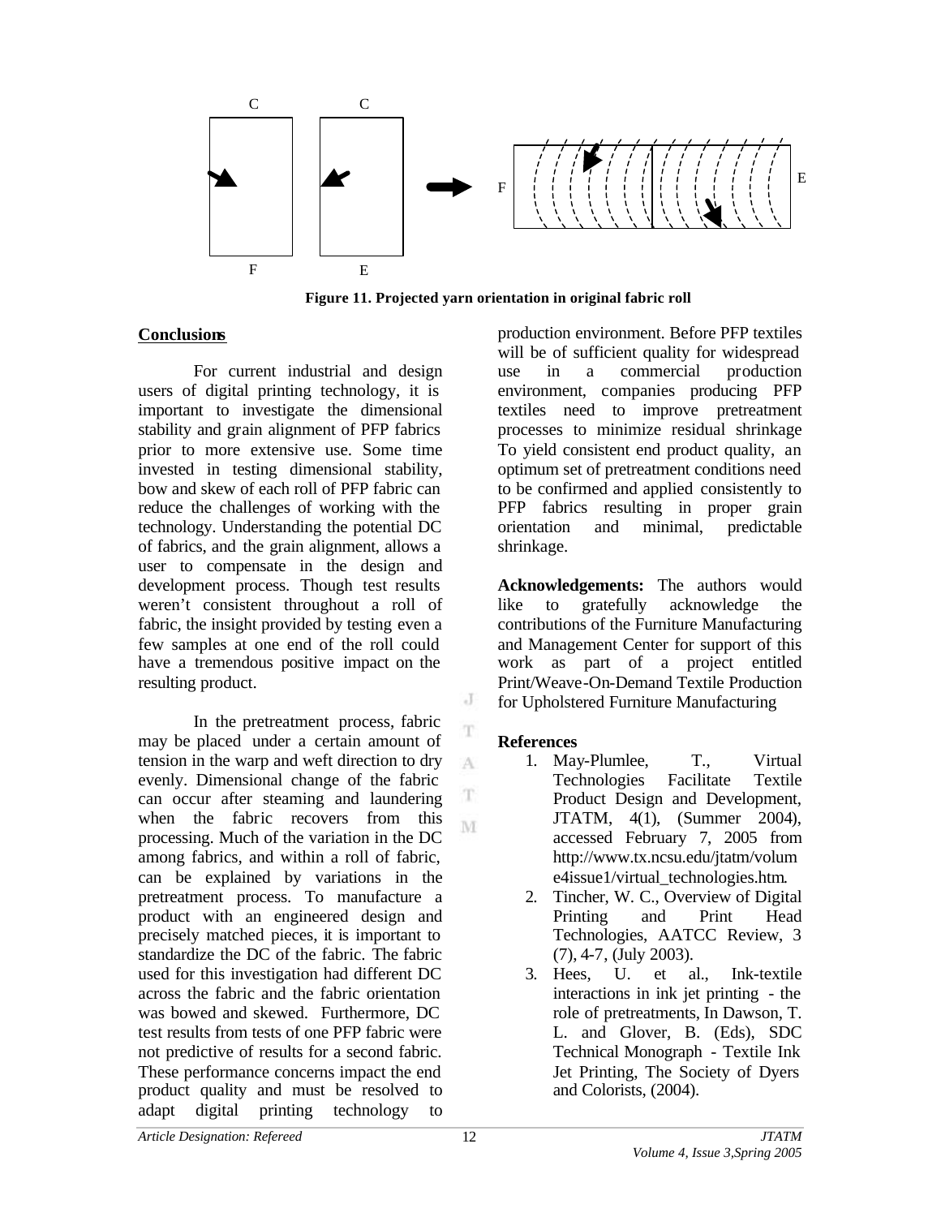Figure 11. Projected yarn orientation in original fabric roll

## Conclusions

For current industrial and design users of digital printing technology, it is important to investigate the dimensional stability and grain alignment of PFP fabrics prior to more extensive use. Some time invested in testing dimensional stability, bow and skew of each roll of PFP fabric can reduce the challenges of working with the technology. Understanding the potential DC of fabrics, and the grain alignment, allows a user to compensate in the design and development process. Though test results weren't consistent throughout a roll of fabric, the insight provided by testing even a few samples at one end of the roll could have a tremendous positive impact on the resulting product.

In the pretreatment process, fabric may be placed under a certain amount of tension in the warp and weft direction to dry evenly. Dimensional change of the fabric can occur after steaming and laundering when the fabric recovers from this processing. Much of the variation in the DC among fabrics, and within a roll of fabric, can be explained by variations in the pretreatment process. To manufacture a product with an engineered design and precisely matched pieces, it is important to standardize the DC of the fabric. The fabric used for this investigation had different DC across the fabric and the fabric orientation was bowed and skewed. Furthermore, DC test results from tests of one PFP fabric were not predictive of results for a second fabric. These performance concerns impact the end product quality and must be resolved to adapt digital printing technology to production environment. Before PFP textiles will be of sufficient quality for widespread use in a commercial production environment, companies producing PFP textiles need to improve pretreatment processes to minimize residual shrinkage To yield consistent end product quality, an optimum set of pretreatment conditions need to be confirmed and applied consistently to PFP fabrics resulting in proper grain orientation and minimal, predictable shrinkage.

**Acknowledgements:** The authors would like to gratefully acknowledge the contributions of the Furniture Manufacturing and Management Center for support of this work as part of a project entitled Print/Weave-On-Demand Textile Production for Upholstered Furniture Manufacturing

## References

1. May-Plumlee, T., Virtual Technologies Facilitate Textile Product Design and Development, JTATM, 4(1), (Summer 2004), accessed February 7, 2005 from http://www.tx.ncsu.edu/jtatm/volume4issue1/virtual_technologies.htm.
2. Tincher, W. C., Overview of Digital Printing and Print Head Technologies, AATCC Review, 3 (7), 4-7, (July 2003).
3. Hees, U. et al., Ink-textile interactions in ink jet printing - the role of pretreatments, In Dawson, T. L. and Glover, B. (Eds), SDC Technical Monograph - Textile Ink Jet Printing, The Society of Dyers and Colorists, (2004).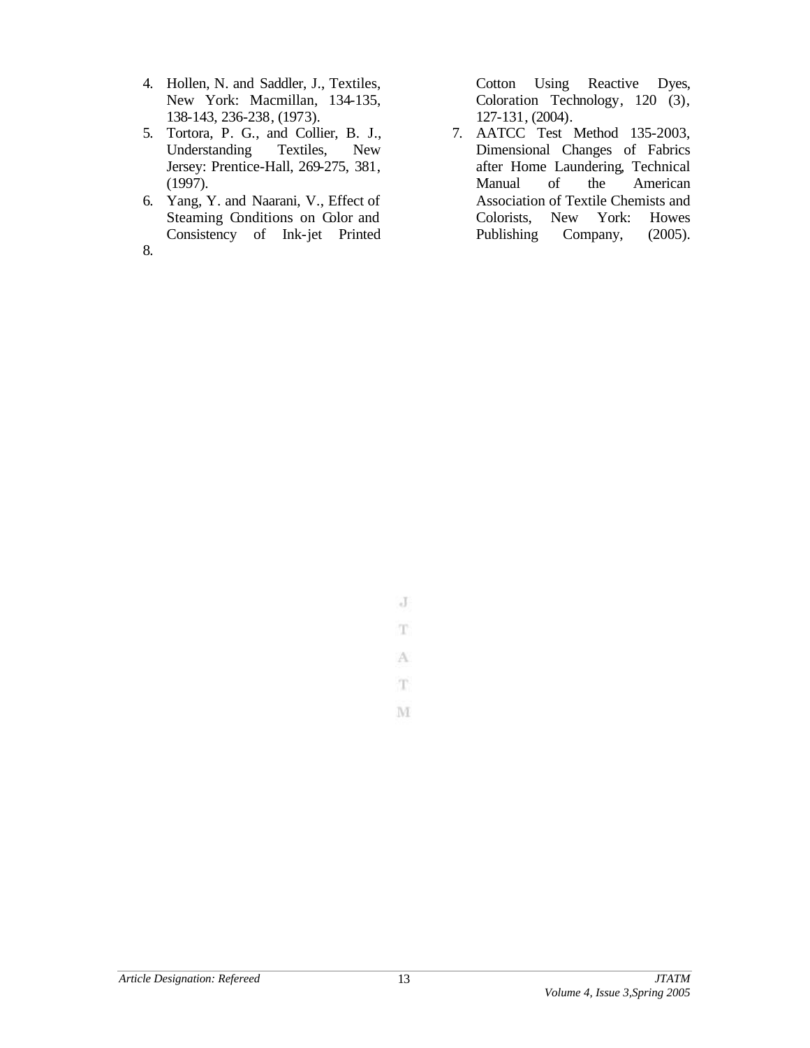4. Hollen, N. and Saddler, J., Textiles, New York: Macmillan, 134-135, 138-143, 236-238, (1973).
5. Tortora, P. G., and Collier, B. J., Understanding Textiles, New Jersey: Prentice-Hall, 269-275, 381, (1997).
6. Yang, Y. and Naarani, V., Effect of Steaming Conditions on Color and Consistency of Ink-jet Printed Cotton Using Reactive Dyes, Coloration Technology, 120 (3), 127-131, (2004).
7. AATCC Test Method 135-2003, Dimensional Changes of Fabrics after Home Laundering, Technical Manual of the American Association of Textile Chemists and Colorists, New York: Howes Publishing Company, (2005).
8.